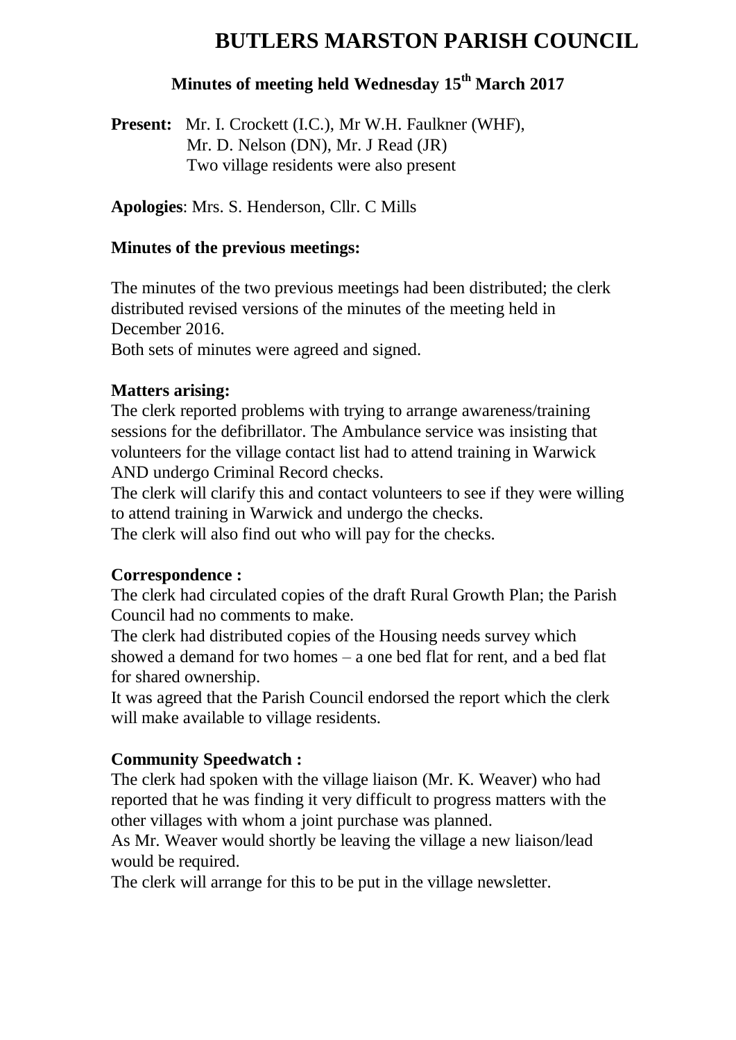# BUTLERS MARSTON PARISH COUNCIL

## Minutes of meeting held Wednesday 15th March 2017

**Present:** Mr. I. Crockett (I.C.), Mr W.H. Faulkner (WHF), Mr. D. Nelson (DN), Mr. J Read (JR)
Two village residents were also present

**Apologies**: Mrs. S. Henderson, Cllr. C Mills

### Minutes of the previous meetings:

The minutes of the two previous meetings had been distributed; the clerk distributed revised versions of the minutes of the meeting held in December 2016.
Both sets of minutes were agreed and signed.

### Matters arising:

The clerk reported problems with trying to arrange awareness/training sessions for the defibrillator. The Ambulance service was insisting that volunteers for the village contact list had to attend training in Warwick AND undergo Criminal Record checks.
The clerk will clarify this and contact volunteers to see if they were willing to attend training in Warwick and undergo the checks.
The clerk will also find out who will pay for the checks.

### Correspondence :

The clerk had circulated copies of the draft Rural Growth Plan; the Parish Council had no comments to make.
The clerk had distributed copies of the Housing needs survey which showed a demand for two homes – a one bed flat for rent, and a bed flat for shared ownership.
It was agreed that the Parish Council endorsed the report which the clerk will make available to village residents.

### Community Speedwatch :

The clerk had spoken with the village liaison (Mr. K. Weaver) who had reported that he was finding it very difficult to progress matters with the other villages with whom a joint purchase was planned.
As Mr. Weaver would shortly be leaving the village a new liaison/lead would be required.
The clerk will arrange for this to be put in the village newsletter.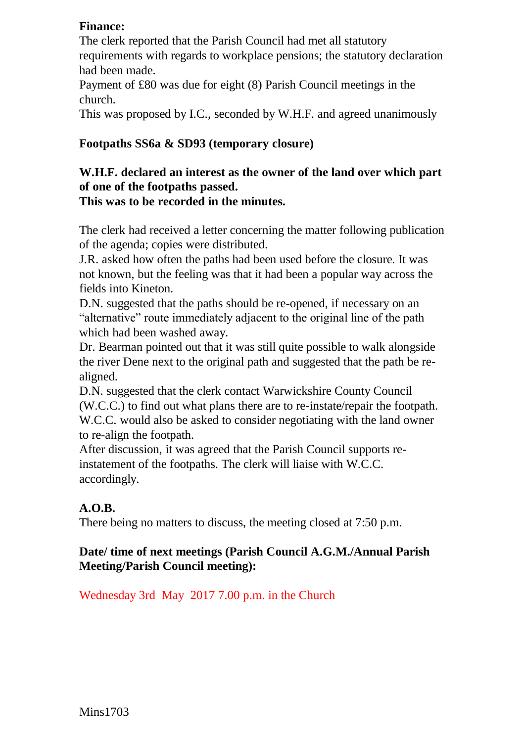**Finance:**

The clerk reported that the Parish Council had met all statutory requirements with regards to workplace pensions; the statutory declaration had been made.

Payment of £80 was due for eight (8) Parish Council meetings in the church.

This was proposed by I.C., seconded by W.H.F. and agreed unanimously

**Footpaths SS6a & SD93 (temporary closure)**

**W.H.F. declared an interest as the owner of the land over which part of one of the footpaths passed.**
**This was to be recorded in the minutes.**

The clerk had received a letter concerning the matter following publication of the agenda; copies were distributed.

J.R. asked how often the paths had been used before the closure. It was not known, but the feeling was that it had been a popular way across the fields into Kineton.

D.N. suggested that the paths should be re-opened, if necessary on an "alternative" route immediately adjacent to the original line of the path which had been washed away.

Dr. Bearman pointed out that it was still quite possible to walk alongside the river Dene next to the original path and suggested that the path be re-aligned.

D.N. suggested that the clerk contact Warwickshire County Council (W.C.C.) to find out what plans there are to re-instate/repair the footpath. W.C.C. would also be asked to consider negotiating with the land owner to re-align the footpath.

After discussion, it was agreed that the Parish Council supports re-instatement of the footpaths. The clerk will liaise with W.C.C. accordingly.

**A.O.B.**

There being no matters to discuss, the meeting closed at 7:50 p.m.

**Date/ time of next meetings (Parish Council A.G.M./Annual Parish Meeting/Parish Council meeting):**

Wednesday 3rd May 2017 7.00 p.m. in the Church

Mins1703